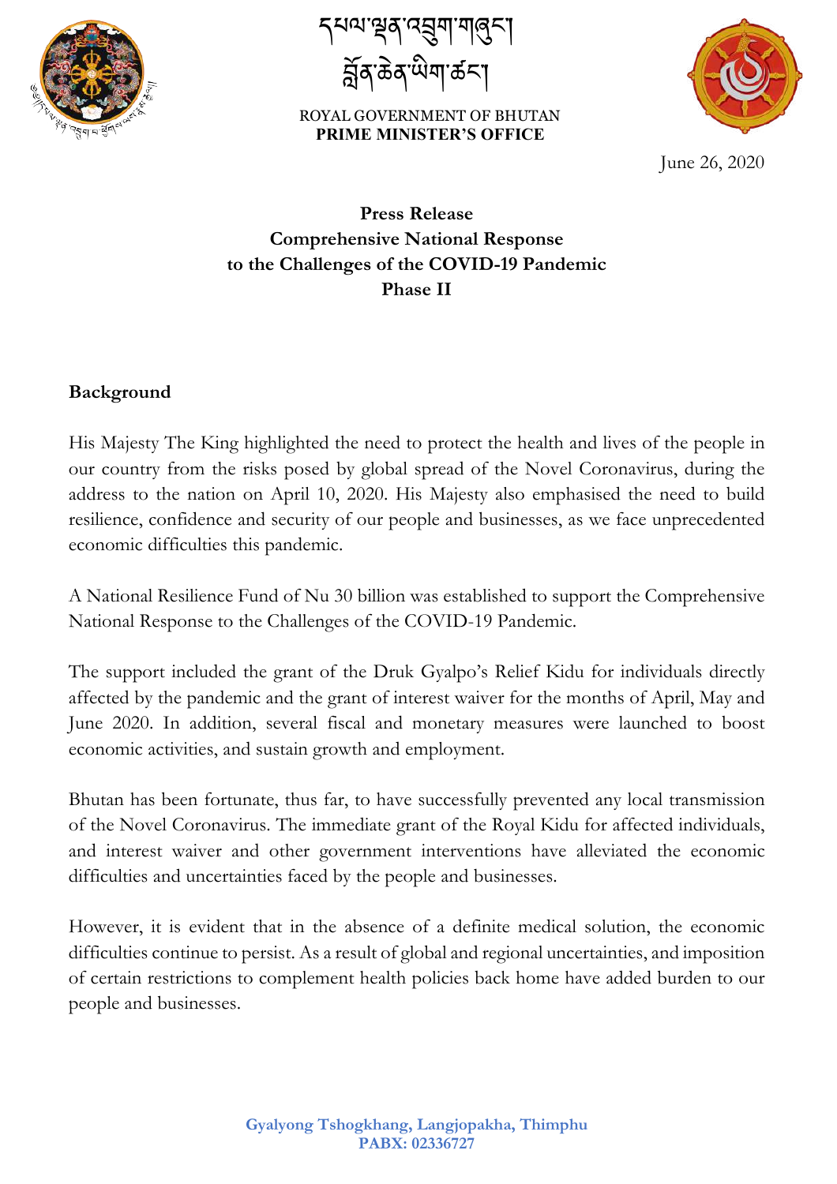དཔལ་ལྡན་འབྲུག་གཞུང་།
བློན་ཆེན་ཡིག་ཚང་།

ROYAL GOVERNMENT OF BHUTAN
**PRIME MINISTER'S OFFICE**

June 26, 2020

# Press Release
# Comprehensive National Response to the Challenges of the COVID-19 Pandemic
# Phase II

## Background

His Majesty The King highlighted the need to protect the health and lives of the people in our country from the risks posed by global spread of the Novel Coronavirus, during the address to the nation on April 10, 2020. His Majesty also emphasised the need to build resilience, confidence and security of our people and businesses, as we face unprecedented economic difficulties this pandemic.

A National Resilience Fund of Nu 30 billion was established to support the Comprehensive National Response to the Challenges of the COVID-19 Pandemic.

The support included the grant of the Druk Gyalpo's Relief Kidu for individuals directly affected by the pandemic and the grant of interest waiver for the months of April, May and June 2020. In addition, several fiscal and monetary measures were launched to boost economic activities, and sustain growth and employment.

Bhutan has been fortunate, thus far, to have successfully prevented any local transmission of the Novel Coronavirus. The immediate grant of the Royal Kidu for affected individuals, and interest waiver and other government interventions have alleviated the economic difficulties and uncertainties faced by the people and businesses.

However, it is evident that in the absence of a definite medical solution, the economic difficulties continue to persist. As a result of global and regional uncertainties, and imposition of certain restrictions to complement health policies back home have added burden to our people and businesses.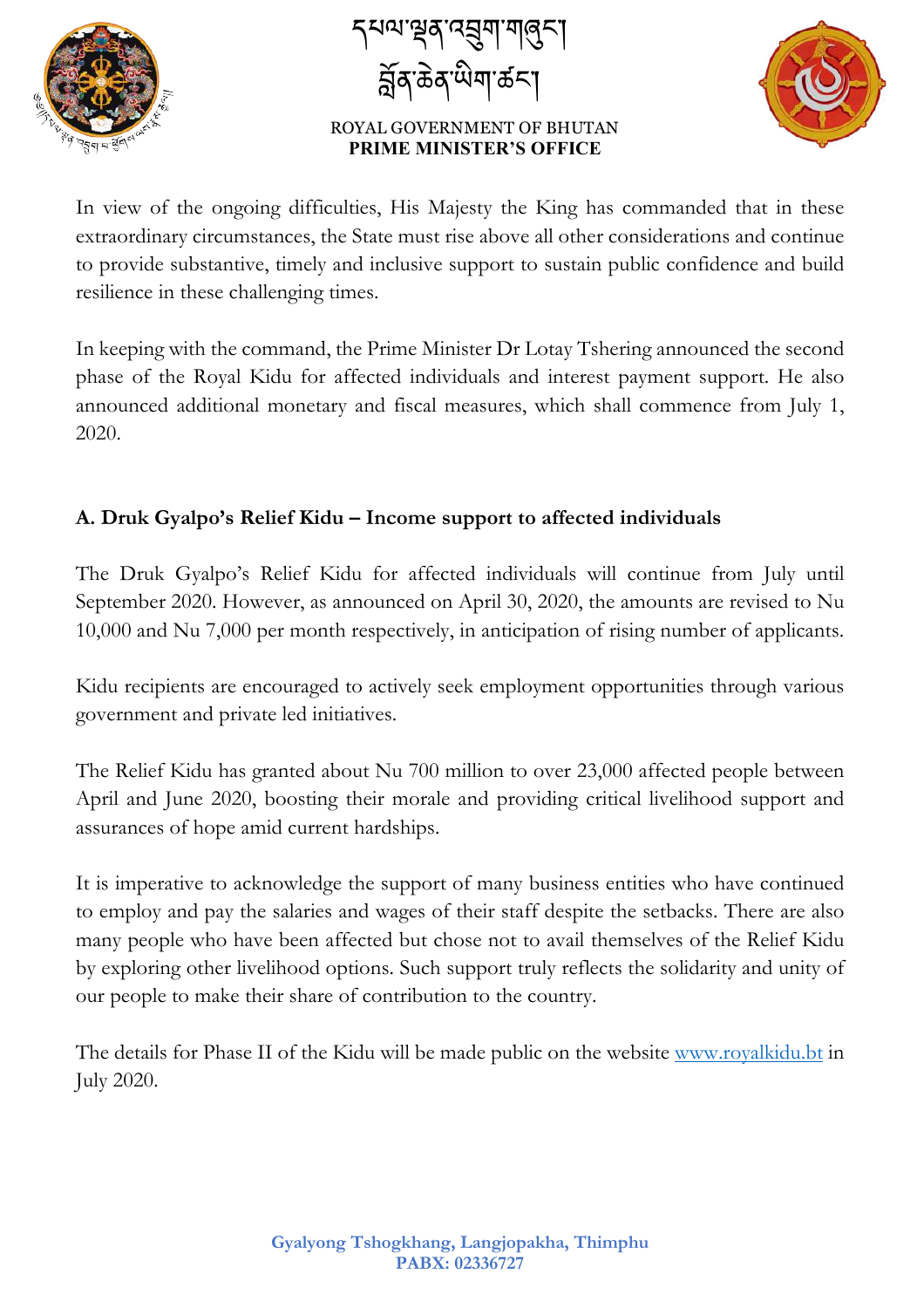In view of the ongoing difficulties, His Majesty the King has commanded that in these extraordinary circumstances, the State must rise above all other considerations and continue to provide substantive, timely and inclusive support to sustain public confidence and build resilience in these challenging times.

In keeping with the command, the Prime Minister Dr Lotay Tshering announced the second phase of the Royal Kidu for affected individuals and interest payment support. He also announced additional monetary and fiscal measures, which shall commence from July 1, 2020.

**A. Druk Gyalpo's Relief Kidu – Income support to affected individuals**

The Druk Gyalpo's Relief Kidu for affected individuals will continue from July until September 2020. However, as announced on April 30, 2020, the amounts are revised to Nu 10,000 and Nu 7,000 per month respectively, in anticipation of rising number of applicants.

Kidu recipients are encouraged to actively seek employment opportunities through various government and private led initiatives.

The Relief Kidu has granted about Nu 700 million to over 23,000 affected people between April and June 2020, boosting their morale and providing critical livelihood support and assurances of hope amid current hardships.

It is imperative to acknowledge the support of many business entities who have continued to employ and pay the salaries and wages of their staff despite the setbacks. There are also many people who have been affected but chose not to avail themselves of the Relief Kidu by exploring other livelihood options. Such support truly reflects the solidarity and unity of our people to make their share of contribution to the country.

The details for Phase II of the Kidu will be made public on the website [www.royalkidu.bt](www.royalkidu.bt) in July 2020.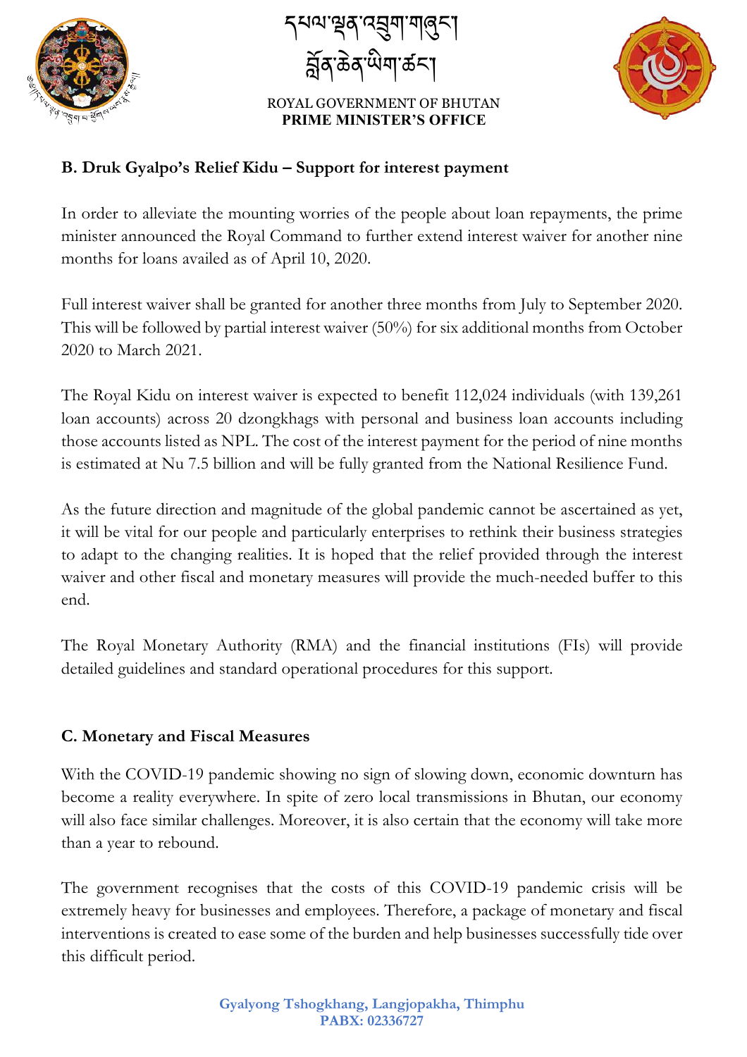## B. Druk Gyalpo's Relief Kidu – Support for interest payment

In order to alleviate the mounting worries of the people about loan repayments, the prime minister announced the Royal Command to further extend interest waiver for another nine months for loans availed as of April 10, 2020.

Full interest waiver shall be granted for another three months from July to September 2020. This will be followed by partial interest waiver (50%) for six additional months from October 2020 to March 2021.

The Royal Kidu on interest waiver is expected to benefit 112,024 individuals (with 139,261 loan accounts) across 20 dzongkhags with personal and business loan accounts including those accounts listed as NPL. The cost of the interest payment for the period of nine months is estimated at Nu 7.5 billion and will be fully granted from the National Resilience Fund.

As the future direction and magnitude of the global pandemic cannot be ascertained as yet, it will be vital for our people and particularly enterprises to rethink their business strategies to adapt to the changing realities. It is hoped that the relief provided through the interest waiver and other fiscal and monetary measures will provide the much-needed buffer to this end.

The Royal Monetary Authority (RMA) and the financial institutions (FIs) will provide detailed guidelines and standard operational procedures for this support.

## C. Monetary and Fiscal Measures

With the COVID-19 pandemic showing no sign of slowing down, economic downturn has become a reality everywhere. In spite of zero local transmissions in Bhutan, our economy will also face similar challenges. Moreover, it is also certain that the economy will take more than a year to rebound.

The government recognises that the costs of this COVID-19 pandemic crisis will be extremely heavy for businesses and employees. Therefore, a package of monetary and fiscal interventions is created to ease some of the burden and help businesses successfully tide over this difficult period.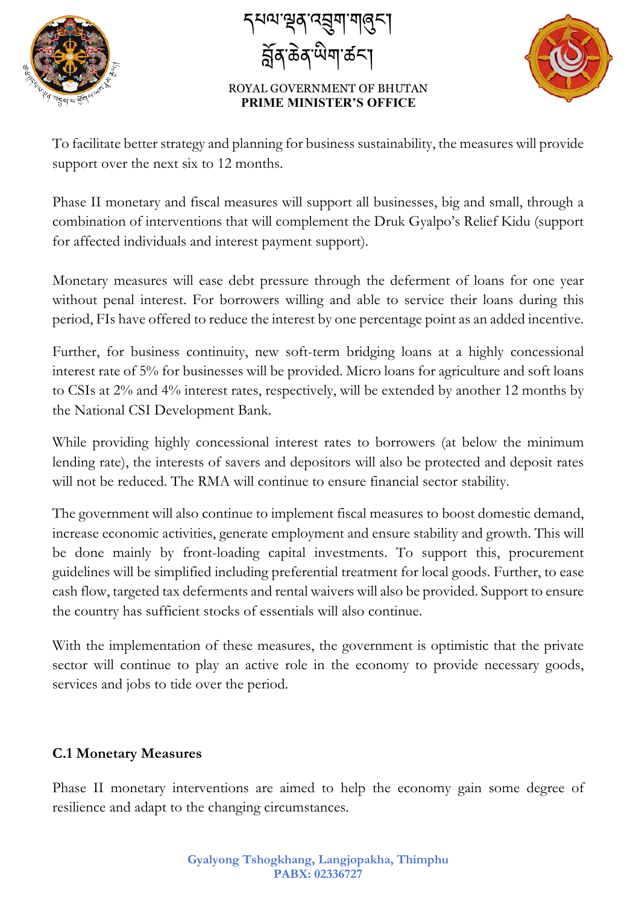To facilitate better strategy and planning for business sustainability, the measures will provide support over the next six to 12 months.

Phase II monetary and fiscal measures will support all businesses, big and small, through a combination of interventions that will complement the Druk Gyalpo's Relief Kidu (support for affected individuals and interest payment support).

Monetary measures will ease debt pressure through the deferment of loans for one year without penal interest. For borrowers willing and able to service their loans during this period, FIs have offered to reduce the interest by one percentage point as an added incentive.

Further, for business continuity, new soft-term bridging loans at a highly concessional interest rate of 5% for businesses will be provided. Micro loans for agriculture and soft loans to CSIs at 2% and 4% interest rates, respectively, will be extended by another 12 months by the National CSI Development Bank.

While providing highly concessional interest rates to borrowers (at below the minimum lending rate), the interests of savers and depositors will also be protected and deposit rates will not be reduced. The RMA will continue to ensure financial sector stability.

The government will also continue to implement fiscal measures to boost domestic demand, increase economic activities, generate employment and ensure stability and growth. This will be done mainly by front-loading capital investments. To support this, procurement guidelines will be simplified including preferential treatment for local goods. Further, to ease cash flow, targeted tax deferments and rental waivers will also be provided. Support to ensure the country has sufficient stocks of essentials will also continue.

With the implementation of these measures, the government is optimistic that the private sector will continue to play an active role in the economy to provide necessary goods, services and jobs to tide over the period.

**C.1 Monetary Measures**

Phase II monetary interventions are aimed to help the economy gain some degree of resilience and adapt to the changing circumstances.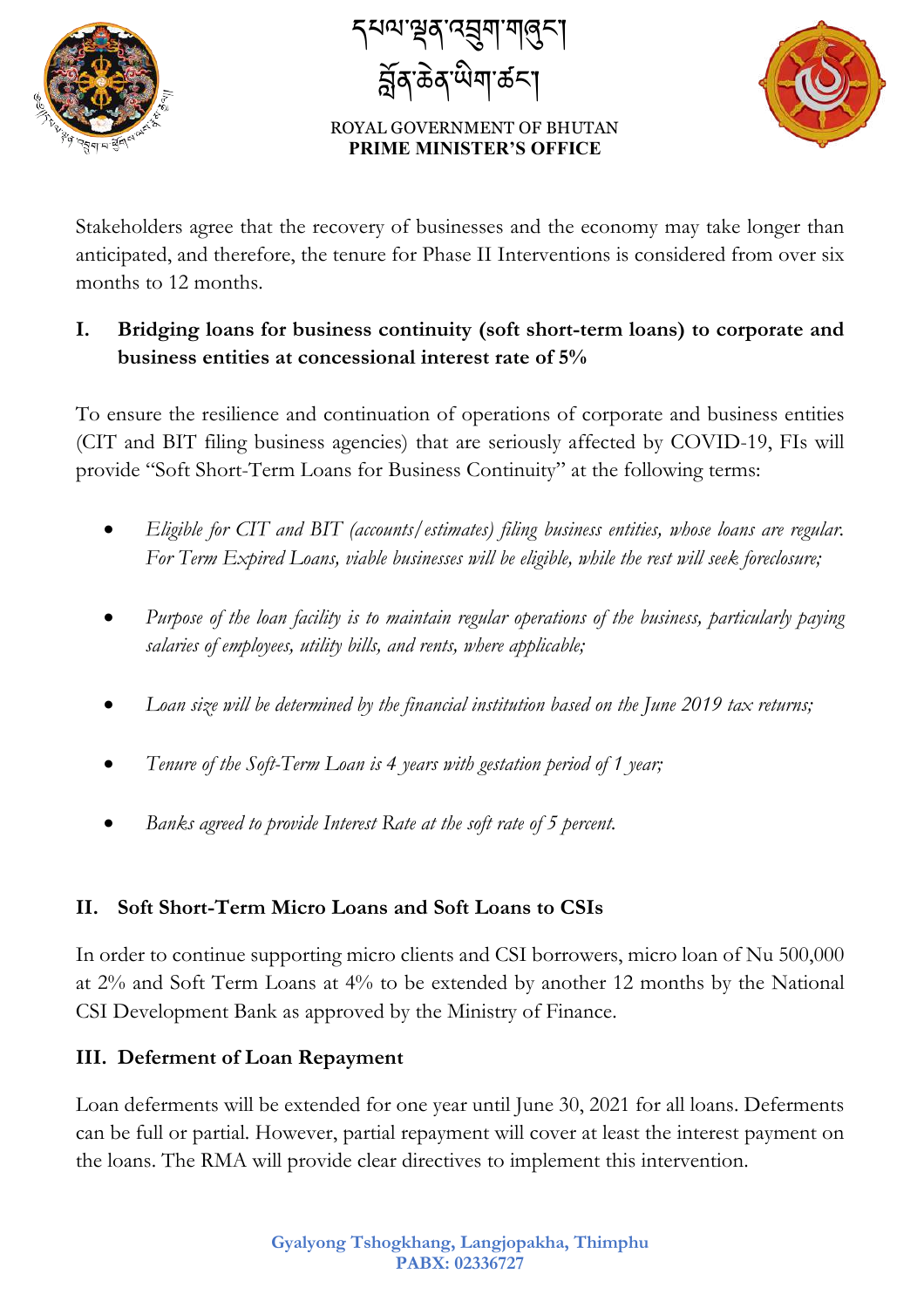Stakeholders agree that the recovery of businesses and the economy may take longer than anticipated, and therefore, the tenure for Phase II Interventions is considered from over six months to 12 months.

## I. Bridging loans for business continuity (soft short-term loans) to corporate and business entities at concessional interest rate of 5%

To ensure the resilience and continuation of operations of corporate and business entities (CIT and BIT filing business agencies) that are seriously affected by COVID-19, FIs will provide "Soft Short-Term Loans for Business Continuity" at the following terms:

- *Eligible for CIT and BIT (accounts/estimates) filing business entities, whose loans are regular. For Term Expired Loans, viable businesses will be eligible, while the rest will seek foreclosure;*
- *Purpose of the loan facility is to maintain regular operations of the business, particularly paying salaries of employees, utility bills, and rents, where applicable;*
- *Loan size will be determined by the financial institution based on the June 2019 tax returns;*
- *Tenure of the Soft-Term Loan is 4 years with gestation period of 1 year;*
- *Banks agreed to provide Interest Rate at the soft rate of 5 percent.*

## II. Soft Short-Term Micro Loans and Soft Loans to CSIs

In order to continue supporting micro clients and CSI borrowers, micro loan of Nu 500,000 at 2% and Soft Term Loans at 4% to be extended by another 12 months by the National CSI Development Bank as approved by the Ministry of Finance.

## III. Deferment of Loan Repayment

Loan deferments will be extended for one year until June 30, 2021 for all loans. Deferments can be full or partial. However, partial repayment will cover at least the interest payment on the loans. The RMA will provide clear directives to implement this intervention.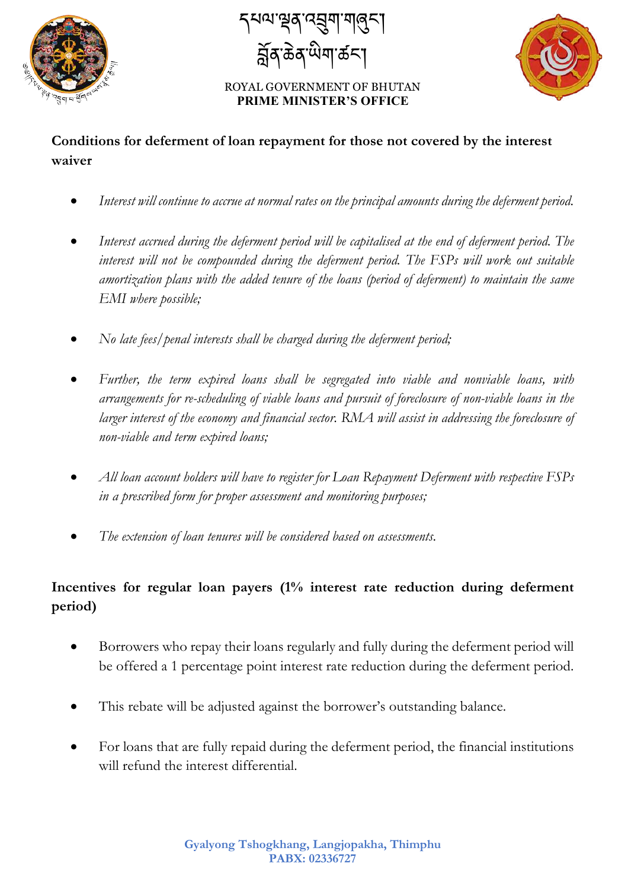## Conditions for deferment of loan repayment for those not covered by the interest waiver

- *Interest will continue to accrue at normal rates on the principal amounts during the deferment period.*
- *Interest accrued during the deferment period will be capitalised at the end of deferment period. The interest will not be compounded during the deferment period. The FSPs will work out suitable amortization plans with the added tenure of the loans (period of deferment) to maintain the same EMI where possible;*
- *No late fees/penal interests shall be charged during the deferment period;*
- *Further, the term expired loans shall be segregated into viable and nonviable loans, with arrangements for re-scheduling of viable loans and pursuit of foreclosure of non-viable loans in the larger interest of the economy and financial sector. RMA will assist in addressing the foreclosure of non-viable and term expired loans;*
- *All loan account holders will have to register for Loan Repayment Deferment with respective FSPs in a prescribed form for proper assessment and monitoring purposes;*
- *The extension of loan tenures will be considered based on assessments.*

## Incentives for regular loan payers (1% interest rate reduction during deferment period)

- Borrowers who repay their loans regularly and fully during the deferment period will be offered a 1 percentage point interest rate reduction during the deferment period.
- This rebate will be adjusted against the borrower's outstanding balance.
- For loans that are fully repaid during the deferment period, the financial institutions will refund the interest differential.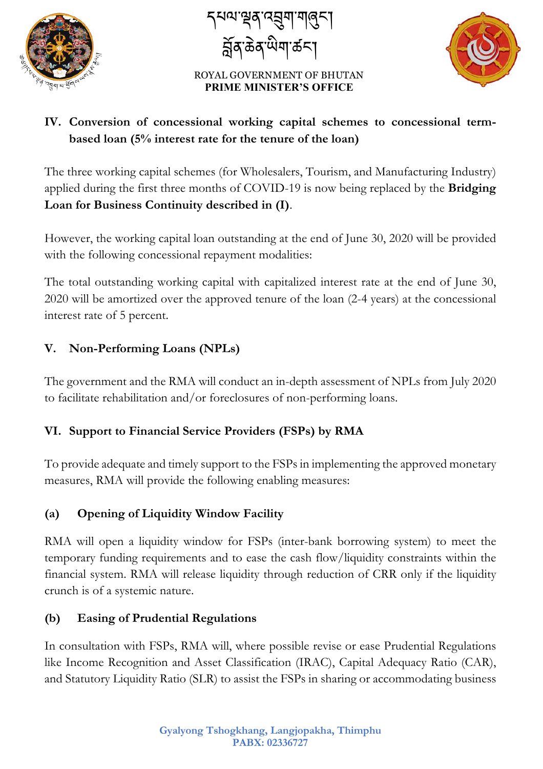## IV. Conversion of concessional working capital schemes to concessional term-based loan (5% interest rate for the tenure of the loan)

The three working capital schemes (for Wholesalers, Tourism, and Manufacturing Industry) applied during the first three months of COVID-19 is now being replaced by the **Bridging Loan for Business Continuity described in (I)**.

However, the working capital loan outstanding at the end of June 30, 2020 will be provided with the following concessional repayment modalities:

The total outstanding working capital with capitalized interest rate at the end of June 30, 2020 will be amortized over the approved tenure of the loan (2-4 years) at the concessional interest rate of 5 percent.

## V. Non-Performing Loans (NPLs)

The government and the RMA will conduct an in-depth assessment of NPLs from July 2020 to facilitate rehabilitation and/or foreclosures of non-performing loans.

## VI. Support to Financial Service Providers (FSPs) by RMA

To provide adequate and timely support to the FSPs in implementing the approved monetary measures, RMA will provide the following enabling measures:

### (a) Opening of Liquidity Window Facility

RMA will open a liquidity window for FSPs (inter-bank borrowing system) to meet the temporary funding requirements and to ease the cash flow/liquidity constraints within the financial system. RMA will release liquidity through reduction of CRR only if the liquidity crunch is of a systemic nature.

### (b) Easing of Prudential Regulations

In consultation with FSPs, RMA will, where possible revise or ease Prudential Regulations like Income Recognition and Asset Classification (IRAC), Capital Adequacy Ratio (CAR), and Statutory Liquidity Ratio (SLR) to assist the FSPs in sharing or accommodating business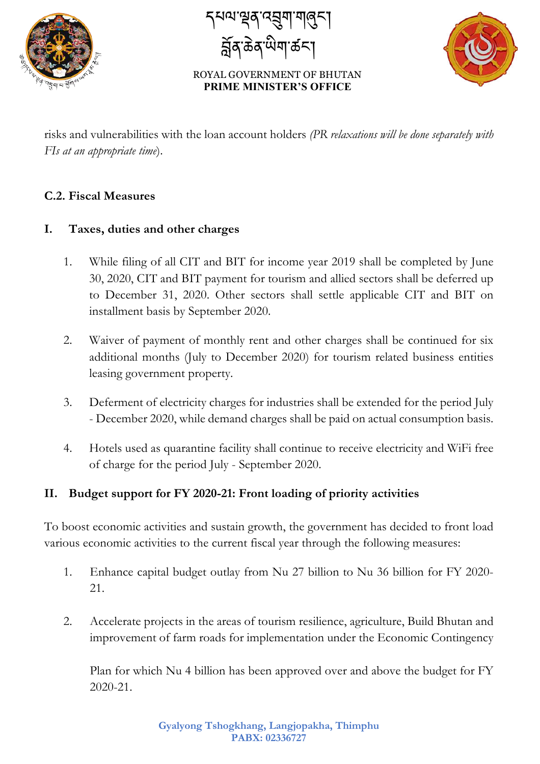risks and vulnerabilities with the loan account holders *(PR relaxations will be done separately with FIs at an appropriate time)*.

### C.2. Fiscal Measures

### I. Taxes, duties and other charges

1. While filing of all CIT and BIT for income year 2019 shall be completed by June 30, 2020, CIT and BIT payment for tourism and allied sectors shall be deferred up to December 31, 2020. Other sectors shall settle applicable CIT and BIT on installment basis by September 2020.

2. Waiver of payment of monthly rent and other charges shall be continued for six additional months (July to December 2020) for tourism related business entities leasing government property.

3. Deferment of electricity charges for industries shall be extended for the period July - December 2020, while demand charges shall be paid on actual consumption basis.

4. Hotels used as quarantine facility shall continue to receive electricity and WiFi free of charge for the period July - September 2020.

### II. Budget support for FY 2020-21: Front loading of priority activities

To boost economic activities and sustain growth, the government has decided to front load various economic activities to the current fiscal year through the following measures:

1. Enhance capital budget outlay from Nu 27 billion to Nu 36 billion for FY 2020-21.

2. Accelerate projects in the areas of tourism resilience, agriculture, Build Bhutan and improvement of farm roads for implementation under the Economic Contingency Plan for which Nu 4 billion has been approved over and above the budget for FY 2020-21.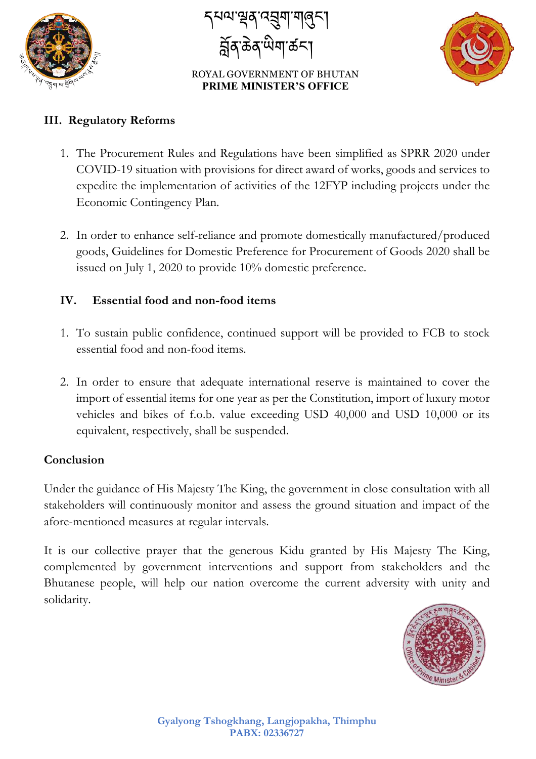## III. Regulatory Reforms

1. The Procurement Rules and Regulations have been simplified as SPRR 2020 under COVID-19 situation with provisions for direct award of works, goods and services to expedite the implementation of activities of the 12FYP including projects under the Economic Contingency Plan.

2. In order to enhance self-reliance and promote domestically manufactured/produced goods, Guidelines for Domestic Preference for Procurement of Goods 2020 shall be issued on July 1, 2020 to provide 10% domestic preference.

## IV. Essential food and non-food items

1. To sustain public confidence, continued support will be provided to FCB to stock essential food and non-food items.

2. In order to ensure that adequate international reserve is maintained to cover the import of essential items for one year as per the Constitution, import of luxury motor vehicles and bikes of f.o.b. value exceeding USD 40,000 and USD 10,000 or its equivalent, respectively, shall be suspended.

## Conclusion

Under the guidance of His Majesty The King, the government in close consultation with all stakeholders will continuously monitor and assess the ground situation and impact of the afore-mentioned measures at regular intervals.

It is our collective prayer that the generous Kidu granted by His Majesty The King, complemented by government interventions and support from stakeholders and the Bhutanese people, will help our nation overcome the current adversity with unity and solidarity.